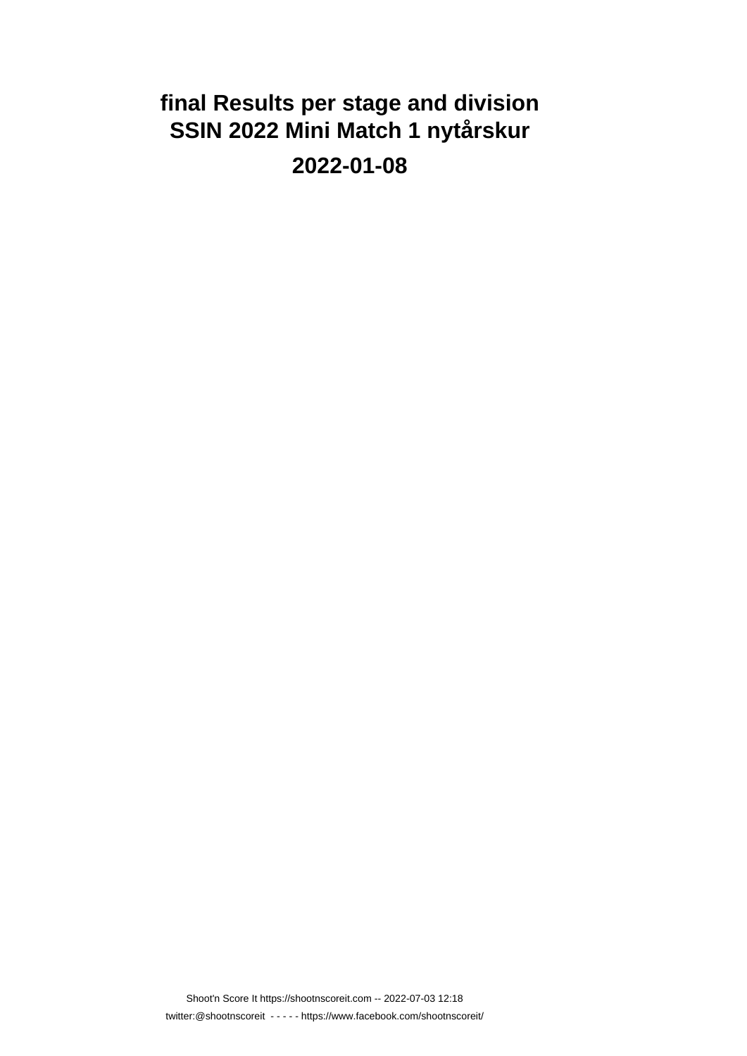# final Results per stage and division
# SSIN 2022 Mini Match 1 nytårskur

## 2022-01-08

Shoot'n Score It https://shootnscoreit.com -- 2022-07-03 12:18

twitter:@shootnscoreit - - - - - https://www.facebook.com/shootnscoreit/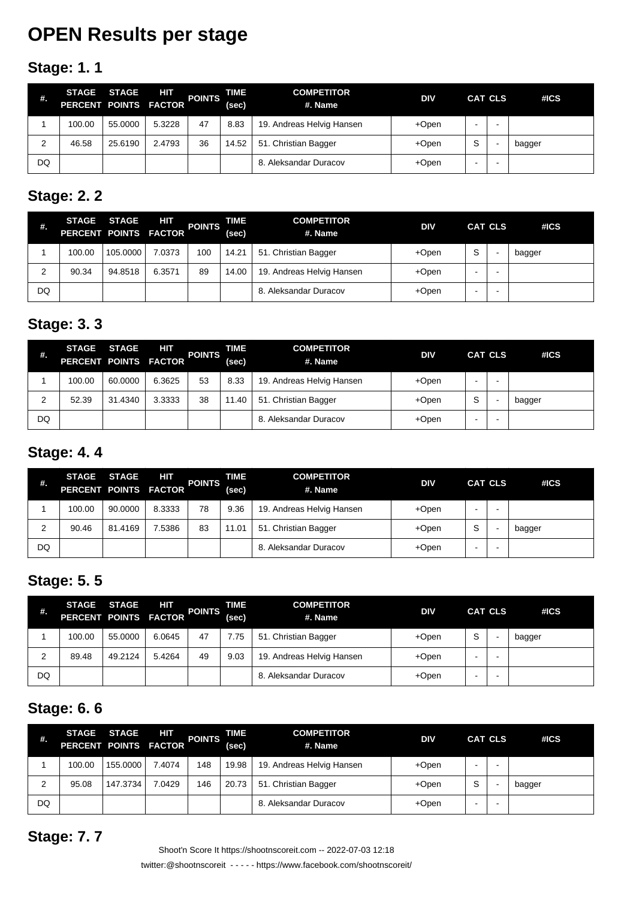# OPEN Results per stage

## Stage: 1. 1

| #. | STAGE PERCENT | STAGE POINTS | HIT FACTOR | POINTS | TIME (sec) | COMPETITOR #. Name | DIV | CAT | CLS | #ICS |
|---|---|---|---|---|---|---|---|---|---|---|
| 1 | 100.00 | 55.0000 | 5.3228 | 47 | 8.83 | 19. Andreas Helvig Hansen | +Open | - | - | |
| 2 | 46.58 | 25.6190 | 2.4793 | 36 | 14.52 | 51. Christian Bagger | +Open | S | - | bagger |
| DQ | | | | | | 8. Aleksandar Duracov | +Open | - | - | |

## Stage: 2. 2

| #. | STAGE PERCENT | STAGE POINTS | HIT FACTOR | POINTS | TIME (sec) | COMPETITOR #. Name | DIV | CAT | CLS | #ICS |
|---|---|---|---|---|---|---|---|---|---|---|
| 1 | 100.00 | 105.0000 | 7.0373 | 100 | 14.21 | 51. Christian Bagger | +Open | S | - | bagger |
| 2 | 90.34 | 94.8518 | 6.3571 | 89 | 14.00 | 19. Andreas Helvig Hansen | +Open | - | - | |
| DQ | | | | | | 8. Aleksandar Duracov | +Open | - | - | |

## Stage: 3. 3

| #. | STAGE PERCENT | STAGE POINTS | HIT FACTOR | POINTS | TIME (sec) | COMPETITOR #. Name | DIV | CAT | CLS | #ICS |
|---|---|---|---|---|---|---|---|---|---|---|
| 1 | 100.00 | 60.0000 | 6.3625 | 53 | 8.33 | 19. Andreas Helvig Hansen | +Open | - | - | |
| 2 | 52.39 | 31.4340 | 3.3333 | 38 | 11.40 | 51. Christian Bagger | +Open | S | - | bagger |
| DQ | | | | | | 8. Aleksandar Duracov | +Open | - | - | |

## Stage: 4. 4

| #. | STAGE PERCENT | STAGE POINTS | HIT FACTOR | POINTS | TIME (sec) | COMPETITOR #. Name | DIV | CAT | CLS | #ICS |
|---|---|---|---|---|---|---|---|---|---|---|
| 1 | 100.00 | 90.0000 | 8.3333 | 78 | 9.36 | 19. Andreas Helvig Hansen | +Open | - | - | |
| 2 | 90.46 | 81.4169 | 7.5386 | 83 | 11.01 | 51. Christian Bagger | +Open | S | - | bagger |
| DQ | | | | | | 8. Aleksandar Duracov | +Open | - | - | |

## Stage: 5. 5

| #. | STAGE PERCENT | STAGE POINTS | HIT FACTOR | POINTS | TIME (sec) | COMPETITOR #. Name | DIV | CAT | CLS | #ICS |
|---|---|---|---|---|---|---|---|---|---|---|
| 1 | 100.00 | 55.0000 | 6.0645 | 47 | 7.75 | 51. Christian Bagger | +Open | S | - | bagger |
| 2 | 89.48 | 49.2124 | 5.4264 | 49 | 9.03 | 19. Andreas Helvig Hansen | +Open | - | - | |
| DQ | | | | | | 8. Aleksandar Duracov | +Open | - | - | |

## Stage: 6. 6

| #. | STAGE PERCENT | STAGE POINTS | HIT FACTOR | POINTS | TIME (sec) | COMPETITOR #. Name | DIV | CAT | CLS | #ICS |
|---|---|---|---|---|---|---|---|---|---|---|
| 1 | 100.00 | 155.0000 | 7.4074 | 148 | 19.98 | 19. Andreas Helvig Hansen | +Open | - | - | |
| 2 | 95.08 | 147.3734 | 7.0429 | 146 | 20.73 | 51. Christian Bagger | +Open | S | - | bagger |
| DQ | | | | | | 8. Aleksandar Duracov | +Open | - | - | |

## Stage: 7. 7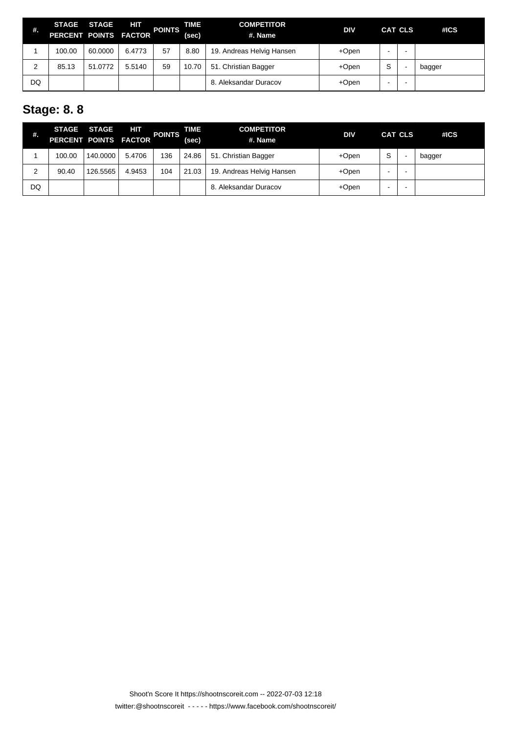| #. | STAGE PERCENT | STAGE POINTS | HIT FACTOR | POINTS | TIME (sec) | COMPETITOR #. Name | DIV | CAT | CLS | #ICS |
|---|---|---|---|---|---|---|---|---|---|---|
| 1 | 100.00 | 60.0000 | 6.4773 | 57 | 8.80 | 19. Andreas Helvig Hansen | +Open | - | - | |
| 2 | 85.13 | 51.0772 | 5.5140 | 59 | 10.70 | 51. Christian Bagger | +Open | S | - | bagger |
| DQ | | | | | | 8. Aleksandar Duracov | +Open | - | - | |

## Stage: 8. 8

| #. | STAGE PERCENT | STAGE POINTS | HIT FACTOR | POINTS | TIME (sec) | COMPETITOR #. Name | DIV | CAT | CLS | #ICS |
|---|---|---|---|---|---|---|---|---|---|---|
| 1 | 100.00 | 140.0000 | 5.4706 | 136 | 24.86 | 51. Christian Bagger | +Open | S | - | bagger |
| 2 | 90.40 | 126.5565 | 4.9453 | 104 | 21.03 | 19. Andreas Helvig Hansen | +Open | - | - | |
| DQ | | | | | | 8. Aleksandar Duracov | +Open | - | - | |

Shoot'n Score It https://shootnscoreit.com -- 2022-07-03 12:18

twitter:@shootnscoreit - - - - - https://www.facebook.com/shootnscoreit/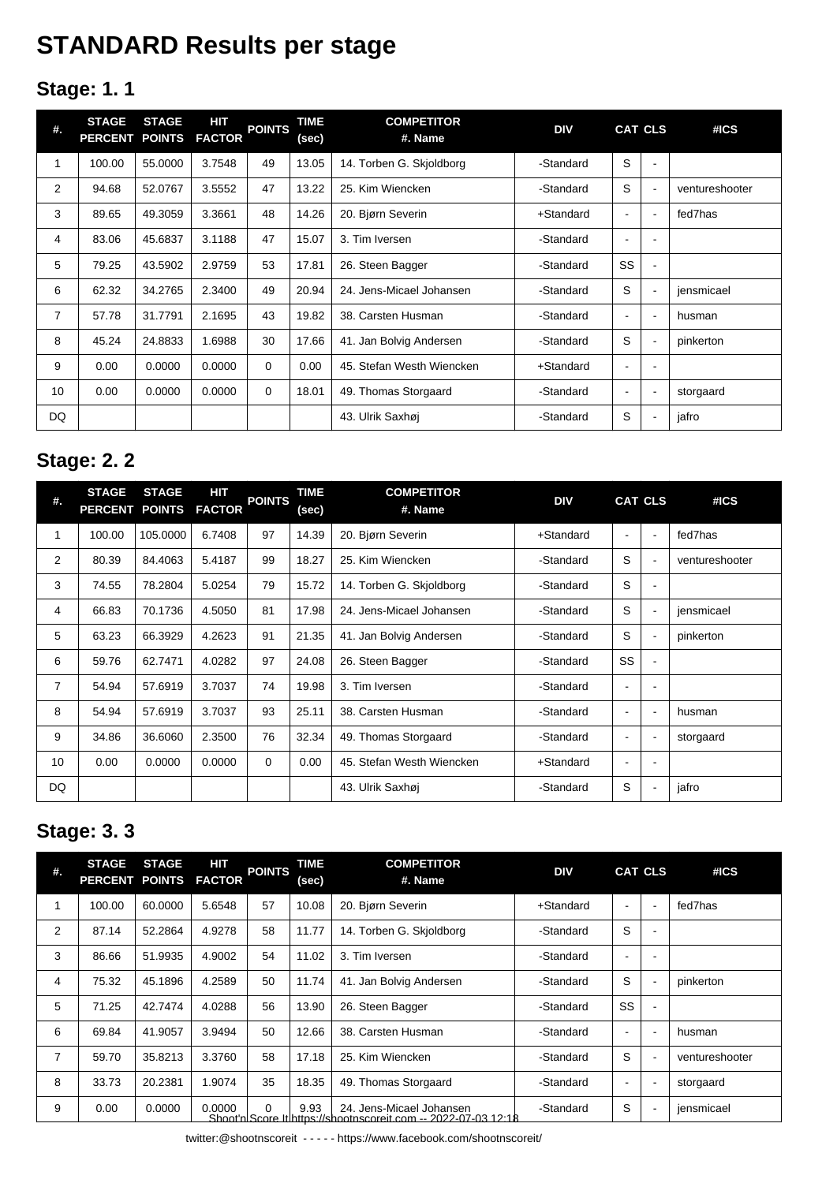# STANDARD Results per stage

## Stage: 1. 1

| #. | STAGE PERCENT | STAGE POINTS | HIT FACTOR | POINTS | TIME (sec) | COMPETITOR #. Name | DIV | CAT | CLS | #ICS |
|---|---|---|---|---|---|---|---|---|---|---|
| 1 | 100.00 | 55.0000 | 3.7548 | 49 | 13.05 | 14. Torben G. Skjoldborg | -Standard | S | - | |
| 2 | 94.68 | 52.0767 | 3.5552 | 47 | 13.22 | 25. Kim Wiencken | -Standard | S | - | ventureshooter |
| 3 | 89.65 | 49.3059 | 3.3661 | 48 | 14.26 | 20. Bjørn Severin | +Standard | - | - | fed7has |
| 4 | 83.06 | 45.6837 | 3.1188 | 47 | 15.07 | 3. Tim Iversen | -Standard | - | - | |
| 5 | 79.25 | 43.5902 | 2.9759 | 53 | 17.81 | 26. Steen Bagger | -Standard | SS | - | |
| 6 | 62.32 | 34.2765 | 2.3400 | 49 | 20.94 | 24. Jens-Micael Johansen | -Standard | S | - | jensmicael |
| 7 | 57.78 | 31.7791 | 2.1695 | 43 | 19.82 | 38. Carsten Husman | -Standard | - | - | husman |
| 8 | 45.24 | 24.8833 | 1.6988 | 30 | 17.66 | 41. Jan Bolvig Andersen | -Standard | S | - | pinkerton |
| 9 | 0.00 | 0.0000 | 0.0000 | 0 | 0.00 | 45. Stefan Westh Wiencken | +Standard | - | - | |
| 10 | 0.00 | 0.0000 | 0.0000 | 0 | 18.01 | 49. Thomas Storgaard | -Standard | - | - | storgaard |
| DQ | | | | | | 43. Ulrik Saxhøj | -Standard | S | - | jafro |

## Stage: 2. 2

| #. | STAGE PERCENT | STAGE POINTS | HIT FACTOR | POINTS | TIME (sec) | COMPETITOR #. Name | DIV | CAT | CLS | #ICS |
|---|---|---|---|---|---|---|---|---|---|---|
| 1 | 100.00 | 105.0000 | 6.7408 | 97 | 14.39 | 20. Bjørn Severin | +Standard | - | - | fed7has |
| 2 | 80.39 | 84.4063 | 5.4187 | 99 | 18.27 | 25. Kim Wiencken | -Standard | S | - | ventureshooter |
| 3 | 74.55 | 78.2804 | 5.0254 | 79 | 15.72 | 14. Torben G. Skjoldborg | -Standard | S | - | |
| 4 | 66.83 | 70.1736 | 4.5050 | 81 | 17.98 | 24. Jens-Micael Johansen | -Standard | S | - | jensmicael |
| 5 | 63.23 | 66.3929 | 4.2623 | 91 | 21.35 | 41. Jan Bolvig Andersen | -Standard | S | - | pinkerton |
| 6 | 59.76 | 62.7471 | 4.0282 | 97 | 24.08 | 26. Steen Bagger | -Standard | SS | - | |
| 7 | 54.94 | 57.6919 | 3.7037 | 74 | 19.98 | 3. Tim Iversen | -Standard | - | - | |
| 8 | 54.94 | 57.6919 | 3.7037 | 93 | 25.11 | 38. Carsten Husman | -Standard | - | - | husman |
| 9 | 34.86 | 36.6060 | 2.3500 | 76 | 32.34 | 49. Thomas Storgaard | -Standard | - | - | storgaard |
| 10 | 0.00 | 0.0000 | 0.0000 | 0 | 0.00 | 45. Stefan Westh Wiencken | +Standard | - | - | |
| DQ | | | | | | 43. Ulrik Saxhøj | -Standard | S | - | jafro |

## Stage: 3. 3

| #. | STAGE PERCENT | STAGE POINTS | HIT FACTOR | POINTS | TIME (sec) | COMPETITOR #. Name | DIV | CAT | CLS | #ICS |
|---|---|---|---|---|---|---|---|---|---|---|
| 1 | 100.00 | 60.0000 | 5.6548 | 57 | 10.08 | 20. Bjørn Severin | +Standard | - | - | fed7has |
| 2 | 87.14 | 52.2864 | 4.9278 | 58 | 11.77 | 14. Torben G. Skjoldborg | -Standard | S | - | |
| 3 | 86.66 | 51.9935 | 4.9002 | 54 | 11.02 | 3. Tim Iversen | -Standard | - | - | |
| 4 | 75.32 | 45.1896 | 4.2589 | 50 | 11.74 | 41. Jan Bolvig Andersen | -Standard | S | - | pinkerton |
| 5 | 71.25 | 42.7474 | 4.0288 | 56 | 13.90 | 26. Steen Bagger | -Standard | SS | - | |
| 6 | 69.84 | 41.9057 | 3.9494 | 50 | 12.66 | 38. Carsten Husman | -Standard | - | - | husman |
| 7 | 59.70 | 35.8213 | 3.3760 | 58 | 17.18 | 25. Kim Wiencken | -Standard | S | - | ventureshooter |
| 8 | 33.73 | 20.2381 | 1.9074 | 35 | 18.35 | 49. Thomas Storgaard | -Standard | - | - | storgaard |
| 9 | 0.00 | 0.0000 | 0.0000 | 0 | 9.93 | 24. Jens-Micael Johansen | -Standard | S | - | jensmicael |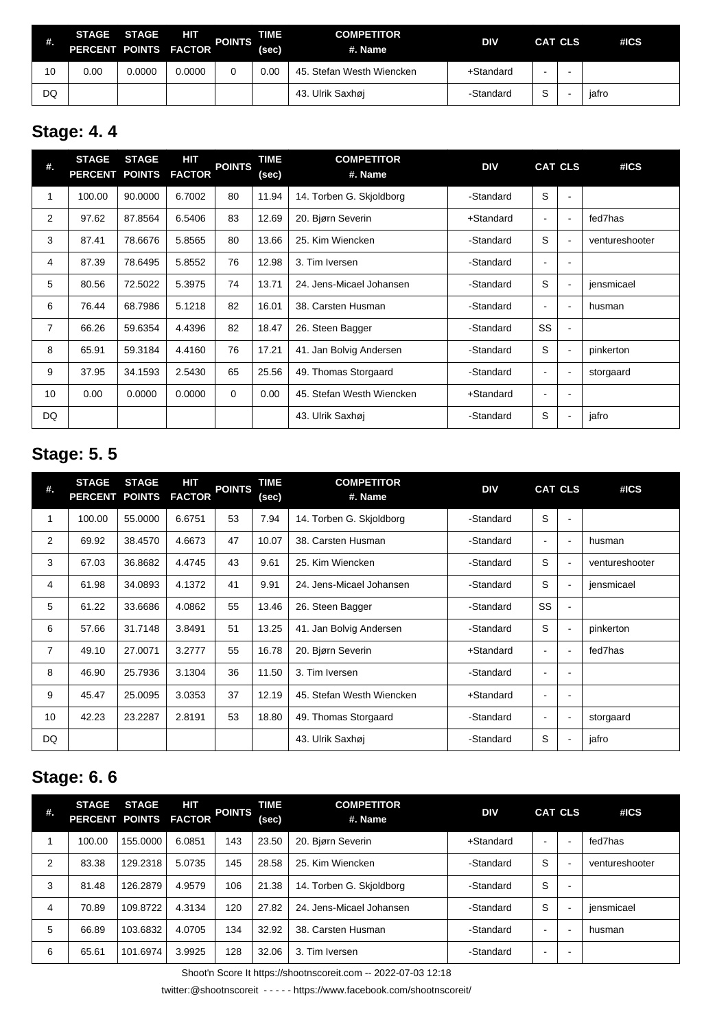| #. | STAGE PERCENT | STAGE POINTS | HIT FACTOR | POINTS | TIME (sec) | COMPETITOR #. Name | DIV | CAT | CLS | #ICS |
|---|---|---|---|---|---|---|---|---|---|---|
| 10 | 0.00 | 0.0000 | 0.0000 | 0 | 0.00 | 45. Stefan Westh Wiencken | +Standard | - | - | |
| DQ | | | | | | 43. Ulrik Saxhøj | -Standard | S | - | jafro |

## Stage: 4. 4

| #. | STAGE PERCENT | STAGE POINTS | HIT FACTOR | POINTS | TIME (sec) | COMPETITOR #. Name | DIV | CAT | CLS | #ICS |
|---|---|---|---|---|---|---|---|---|---|---|
| 1 | 100.00 | 90.0000 | 6.7002 | 80 | 11.94 | 14. Torben G. Skjoldborg | -Standard | S | - | |
| 2 | 97.62 | 87.8564 | 6.5406 | 83 | 12.69 | 20. Bjørn Severin | +Standard | - | - | fed7has |
| 3 | 87.41 | 78.6676 | 5.8565 | 80 | 13.66 | 25. Kim Wiencken | -Standard | S | - | ventureshooter |
| 4 | 87.39 | 78.6495 | 5.8552 | 76 | 12.98 | 3. Tim Iversen | -Standard | - | - | |
| 5 | 80.56 | 72.5022 | 5.3975 | 74 | 13.71 | 24. Jens-Micael Johansen | -Standard | S | - | jensmicael |
| 6 | 76.44 | 68.7986 | 5.1218 | 82 | 16.01 | 38. Carsten Husman | -Standard | - | - | husman |
| 7 | 66.26 | 59.6354 | 4.4396 | 82 | 18.47 | 26. Steen Bagger | -Standard | SS | - | |
| 8 | 65.91 | 59.3184 | 4.4160 | 76 | 17.21 | 41. Jan Bolvig Andersen | -Standard | S | - | pinkerton |
| 9 | 37.95 | 34.1593 | 2.5430 | 65 | 25.56 | 49. Thomas Storgaard | -Standard | - | - | storgaard |
| 10 | 0.00 | 0.0000 | 0.0000 | 0 | 0.00 | 45. Stefan Westh Wiencken | +Standard | - | - | |
| DQ | | | | | | 43. Ulrik Saxhøj | -Standard | S | - | jafro |

## Stage: 5. 5

| #. | STAGE PERCENT | STAGE POINTS | HIT FACTOR | POINTS | TIME (sec) | COMPETITOR #. Name | DIV | CAT | CLS | #ICS |
|---|---|---|---|---|---|---|---|---|---|---|
| 1 | 100.00 | 55.0000 | 6.6751 | 53 | 7.94 | 14. Torben G. Skjoldborg | -Standard | S | - | |
| 2 | 69.92 | 38.4570 | 4.6673 | 47 | 10.07 | 38. Carsten Husman | -Standard | - | - | husman |
| 3 | 67.03 | 36.8682 | 4.4745 | 43 | 9.61 | 25. Kim Wiencken | -Standard | S | - | ventureshooter |
| 4 | 61.98 | 34.0893 | 4.1372 | 41 | 9.91 | 24. Jens-Micael Johansen | -Standard | S | - | jensmicael |
| 5 | 61.22 | 33.6686 | 4.0862 | 55 | 13.46 | 26. Steen Bagger | -Standard | SS | - | |
| 6 | 57.66 | 31.7148 | 3.8491 | 51 | 13.25 | 41. Jan Bolvig Andersen | -Standard | S | - | pinkerton |
| 7 | 49.10 | 27.0071 | 3.2777 | 55 | 16.78 | 20. Bjørn Severin | +Standard | - | - | fed7has |
| 8 | 46.90 | 25.7936 | 3.1304 | 36 | 11.50 | 3. Tim Iversen | -Standard | - | - | |
| 9 | 45.47 | 25.0095 | 3.0353 | 37 | 12.19 | 45. Stefan Westh Wiencken | +Standard | - | - | |
| 10 | 42.23 | 23.2287 | 2.8191 | 53 | 18.80 | 49. Thomas Storgaard | -Standard | - | - | storgaard |
| DQ | | | | | | 43. Ulrik Saxhøj | -Standard | S | - | jafro |

## Stage: 6. 6

| #. | STAGE PERCENT | STAGE POINTS | HIT FACTOR | POINTS | TIME (sec) | COMPETITOR #. Name | DIV | CAT | CLS | #ICS |
|---|---|---|---|---|---|---|---|---|---|---|
| 1 | 100.00 | 155.0000 | 6.0851 | 143 | 23.50 | 20. Bjørn Severin | +Standard | - | - | fed7has |
| 2 | 83.38 | 129.2318 | 5.0735 | 145 | 28.58 | 25. Kim Wiencken | -Standard | S | - | ventureshooter |
| 3 | 81.48 | 126.2879 | 4.9579 | 106 | 21.38 | 14. Torben G. Skjoldborg | -Standard | S | - | |
| 4 | 70.89 | 109.8722 | 4.3134 | 120 | 27.82 | 24. Jens-Micael Johansen | -Standard | S | - | jensmicael |
| 5 | 66.89 | 103.6832 | 4.0705 | 134 | 32.92 | 38. Carsten Husman | -Standard | - | - | husman |
| 6 | 65.61 | 101.6974 | 3.9925 | 128 | 32.06 | 3. Tim Iversen | -Standard | - | - | |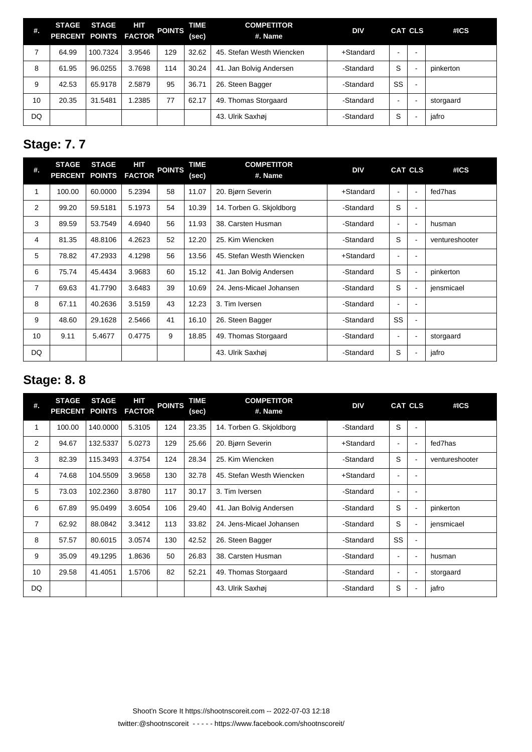| #. | STAGE PERCENT | STAGE POINTS | HIT FACTOR | POINTS | TIME (sec) | COMPETITOR #. Name | DIV | CAT | CLS | #ICS |
|---|---|---|---|---|---|---|---|---|---|---|
| 7 | 64.99 | 100.7324 | 3.9546 | 129 | 32.62 | 45. Stefan Westh Wiencken | +Standard | - | - | |
| 8 | 61.95 | 96.0255 | 3.7698 | 114 | 30.24 | 41. Jan Bolvig Andersen | -Standard | S | - | pinkerton |
| 9 | 42.53 | 65.9178 | 2.5879 | 95 | 36.71 | 26. Steen Bagger | -Standard | SS | - | |
| 10 | 20.35 | 31.5481 | 1.2385 | 77 | 62.17 | 49. Thomas Storgaard | -Standard | - | - | storgaard |
| DQ | | | | | | 43. Ulrik Saxhøj | -Standard | S | - | jafro |

## Stage: 7. 7

| #. | STAGE PERCENT | STAGE POINTS | HIT FACTOR | POINTS | TIME (sec) | COMPETITOR #. Name | DIV | CAT | CLS | #ICS |
|---|---|---|---|---|---|---|---|---|---|---|
| 1 | 100.00 | 60.0000 | 5.2394 | 58 | 11.07 | 20. Bjørn Severin | +Standard | - | - | fed7has |
| 2 | 99.20 | 59.5181 | 5.1973 | 54 | 10.39 | 14. Torben G. Skjoldborg | -Standard | S | - | |
| 3 | 89.59 | 53.7549 | 4.6940 | 56 | 11.93 | 38. Carsten Husman | -Standard | - | - | husman |
| 4 | 81.35 | 48.8106 | 4.2623 | 52 | 12.20 | 25. Kim Wiencken | -Standard | S | - | ventureshooter |
| 5 | 78.82 | 47.2933 | 4.1298 | 56 | 13.56 | 45. Stefan Westh Wiencken | +Standard | - | - | |
| 6 | 75.74 | 45.4434 | 3.9683 | 60 | 15.12 | 41. Jan Bolvig Andersen | -Standard | S | - | pinkerton |
| 7 | 69.63 | 41.7790 | 3.6483 | 39 | 10.69 | 24. Jens-Micael Johansen | -Standard | S | - | jensmicael |
| 8 | 67.11 | 40.2636 | 3.5159 | 43 | 12.23 | 3. Tim Iversen | -Standard | - | - | |
| 9 | 48.60 | 29.1628 | 2.5466 | 41 | 16.10 | 26. Steen Bagger | -Standard | SS | - | |
| 10 | 9.11 | 5.4677 | 0.4775 | 9 | 18.85 | 49. Thomas Storgaard | -Standard | - | - | storgaard |
| DQ | | | | | | 43. Ulrik Saxhøj | -Standard | S | - | jafro |

## Stage: 8. 8

| #. | STAGE PERCENT | STAGE POINTS | HIT FACTOR | POINTS | TIME (sec) | COMPETITOR #. Name | DIV | CAT | CLS | #ICS |
|---|---|---|---|---|---|---|---|---|---|---|
| 1 | 100.00 | 140.0000 | 5.3105 | 124 | 23.35 | 14. Torben G. Skjoldborg | -Standard | S | - | |
| 2 | 94.67 | 132.5337 | 5.0273 | 129 | 25.66 | 20. Bjørn Severin | +Standard | - | - | fed7has |
| 3 | 82.39 | 115.3493 | 4.3754 | 124 | 28.34 | 25. Kim Wiencken | -Standard | S | - | ventureshooter |
| 4 | 74.68 | 104.5509 | 3.9658 | 130 | 32.78 | 45. Stefan Westh Wiencken | +Standard | - | - | |
| 5 | 73.03 | 102.2360 | 3.8780 | 117 | 30.17 | 3. Tim Iversen | -Standard | - | - | |
| 6 | 67.89 | 95.0499 | 3.6054 | 106 | 29.40 | 41. Jan Bolvig Andersen | -Standard | S | - | pinkerton |
| 7 | 62.92 | 88.0842 | 3.3412 | 113 | 33.82 | 24. Jens-Micael Johansen | -Standard | S | - | jensmicael |
| 8 | 57.57 | 80.6015 | 3.0574 | 130 | 42.52 | 26. Steen Bagger | -Standard | SS | - | |
| 9 | 35.09 | 49.1295 | 1.8636 | 50 | 26.83 | 38. Carsten Husman | -Standard | - | - | husman |
| 10 | 29.58 | 41.4051 | 1.5706 | 82 | 52.21 | 49. Thomas Storgaard | -Standard | - | - | storgaard |
| DQ | | | | | | 43. Ulrik Saxhøj | -Standard | S | - | jafro |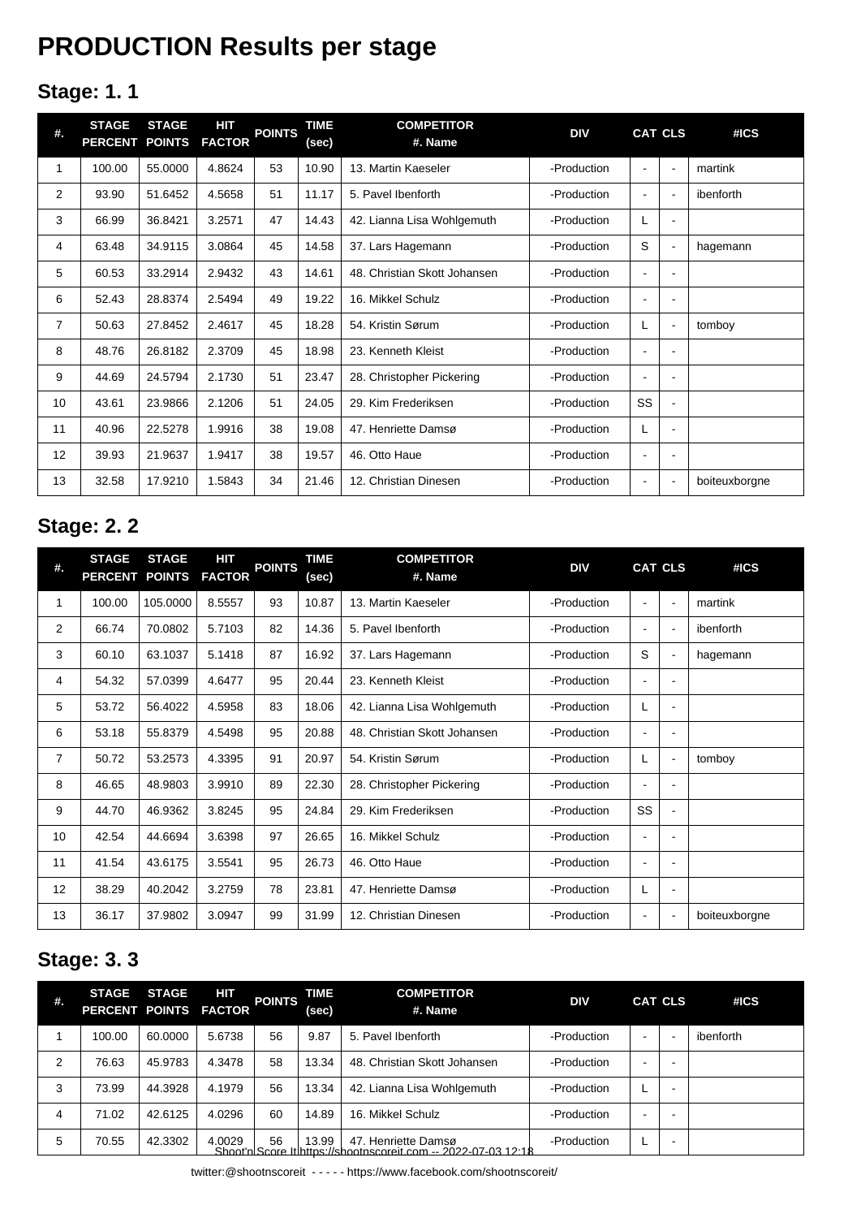# PRODUCTION Results per stage

## Stage: 1. 1

| #. | STAGE PERCENT | STAGE POINTS | HIT FACTOR | POINTS | TIME (sec) | COMPETITOR #. Name | DIV | CAT | CLS | #ICS |
|---|---|---|---|---|---|---|---|---|---|---|
| 1 | 100.00 | 55.0000 | 4.8624 | 53 | 10.90 | 13. Martin Kaeseler | -Production | - | - | martink |
| 2 | 93.90 | 51.6452 | 4.5658 | 51 | 11.17 | 5. Pavel Ibenforth | -Production | - | - | ibenforth |
| 3 | 66.99 | 36.8421 | 3.2571 | 47 | 14.43 | 42. Lianna Lisa Wohlgemuth | -Production | L | - | |
| 4 | 63.48 | 34.9115 | 3.0864 | 45 | 14.58 | 37. Lars Hagemann | -Production | S | - | hagemann |
| 5 | 60.53 | 33.2914 | 2.9432 | 43 | 14.61 | 48. Christian Skott Johansen | -Production | - | - | |
| 6 | 52.43 | 28.8374 | 2.5494 | 49 | 19.22 | 16. Mikkel Schulz | -Production | - | - | |
| 7 | 50.63 | 27.8452 | 2.4617 | 45 | 18.28 | 54. Kristin Sørum | -Production | L | - | tomboy |
| 8 | 48.76 | 26.8182 | 2.3709 | 45 | 18.98 | 23. Kenneth Kleist | -Production | - | - | |
| 9 | 44.69 | 24.5794 | 2.1730 | 51 | 23.47 | 28. Christopher Pickering | -Production | - | - | |
| 10 | 43.61 | 23.9866 | 2.1206 | 51 | 24.05 | 29. Kim Frederiksen | -Production | SS | - | |
| 11 | 40.96 | 22.5278 | 1.9916 | 38 | 19.08 | 47. Henriette Damsø | -Production | L | - | |
| 12 | 39.93 | 21.9637 | 1.9417 | 38 | 19.57 | 46. Otto Haue | -Production | - | - | |
| 13 | 32.58 | 17.9210 | 1.5843 | 34 | 21.46 | 12. Christian Dinesen | -Production | - | - | boiteuxborgne |

## Stage: 2. 2

| #. | STAGE PERCENT | STAGE POINTS | HIT FACTOR | POINTS | TIME (sec) | COMPETITOR #. Name | DIV | CAT | CLS | #ICS |
|---|---|---|---|---|---|---|---|---|---|---|
| 1 | 100.00 | 105.0000 | 8.5557 | 93 | 10.87 | 13. Martin Kaeseler | -Production | - | - | martink |
| 2 | 66.74 | 70.0802 | 5.7103 | 82 | 14.36 | 5. Pavel Ibenforth | -Production | - | - | ibenforth |
| 3 | 60.10 | 63.1037 | 5.1418 | 87 | 16.92 | 37. Lars Hagemann | -Production | S | - | hagemann |
| 4 | 54.32 | 57.0399 | 4.6477 | 95 | 20.44 | 23. Kenneth Kleist | -Production | - | - | |
| 5 | 53.72 | 56.4022 | 4.5958 | 83 | 18.06 | 42. Lianna Lisa Wohlgemuth | -Production | L | - | |
| 6 | 53.18 | 55.8379 | 4.5498 | 95 | 20.88 | 48. Christian Skott Johansen | -Production | - | - | |
| 7 | 50.72 | 53.2573 | 4.3395 | 91 | 20.97 | 54. Kristin Sørum | -Production | L | - | tomboy |
| 8 | 46.65 | 48.9803 | 3.9910 | 89 | 22.30 | 28. Christopher Pickering | -Production | - | - | |
| 9 | 44.70 | 46.9362 | 3.8245 | 95 | 24.84 | 29. Kim Frederiksen | -Production | SS | - | |
| 10 | 42.54 | 44.6694 | 3.6398 | 97 | 26.65 | 16. Mikkel Schulz | -Production | - | - | |
| 11 | 41.54 | 43.6175 | 3.5541 | 95 | 26.73 | 46. Otto Haue | -Production | - | - | |
| 12 | 38.29 | 40.2042 | 3.2759 | 78 | 23.81 | 47. Henriette Damsø | -Production | L | - | |
| 13 | 36.17 | 37.9802 | 3.0947 | 99 | 31.99 | 12. Christian Dinesen | -Production | - | - | boiteuxborgne |

## Stage: 3. 3

| #. | STAGE PERCENT | STAGE POINTS | HIT FACTOR | POINTS | TIME (sec) | COMPETITOR #. Name | DIV | CAT | CLS | #ICS |
|---|---|---|---|---|---|---|---|---|---|---|
| 1 | 100.00 | 60.0000 | 5.6738 | 56 | 9.87 | 5. Pavel Ibenforth | -Production | - | - | ibenforth |
| 2 | 76.63 | 45.9783 | 4.3478 | 58 | 13.34 | 48. Christian Skott Johansen | -Production | - | - | |
| 3 | 73.99 | 44.3928 | 4.1979 | 56 | 13.34 | 42. Lianna Lisa Wohlgemuth | -Production | L | - | |
| 4 | 71.02 | 42.6125 | 4.0296 | 60 | 14.89 | 16. Mikkel Schulz | -Production | - | - | |
| 5 | 70.55 | 42.3302 | 4.0029 | 56 | 13.99 | 47. Henriette Damsø | -Production | L | - | |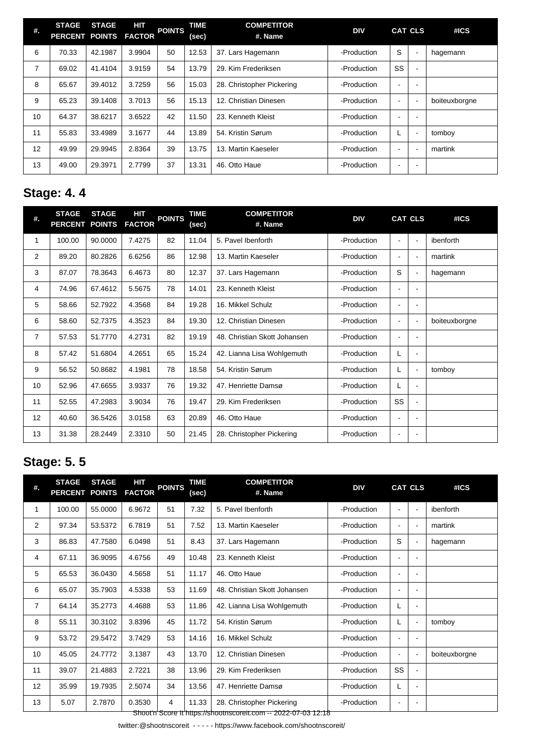| #. | STAGE PERCENT | STAGE POINTS | HIT FACTOR | POINTS | TIME (sec) | COMPETITOR #. Name | DIV | CAT | CLS | #ICS |
|---|---|---|---|---|---|---|---|---|---|---|
| 6 | 70.33 | 42.1987 | 3.9904 | 50 | 12.53 | 37. Lars Hagemann | -Production | S | - | hagemann |
| 7 | 69.02 | 41.4104 | 3.9159 | 54 | 13.79 | 29. Kim Frederiksen | -Production | SS | - | |
| 8 | 65.67 | 39.4012 | 3.7259 | 56 | 15.03 | 28. Christopher Pickering | -Production | - | - | |
| 9 | 65.23 | 39.1408 | 3.7013 | 56 | 15.13 | 12. Christian Dinesen | -Production | - | - | boiteuxborgne |
| 10 | 64.37 | 38.6217 | 3.6522 | 42 | 11.50 | 23. Kenneth Kleist | -Production | - | - | |
| 11 | 55.83 | 33.4989 | 3.1677 | 44 | 13.89 | 54. Kristin Sørum | -Production | L | - | tomboy |
| 12 | 49.99 | 29.9945 | 2.8364 | 39 | 13.75 | 13. Martin Kaeseler | -Production | - | - | martink |
| 13 | 49.00 | 29.3971 | 2.7799 | 37 | 13.31 | 46. Otto Haue | -Production | - | - | |

## Stage: 4. 4

| #. | STAGE PERCENT | STAGE POINTS | HIT FACTOR | POINTS | TIME (sec) | COMPETITOR #. Name | DIV | CAT | CLS | #ICS |
|---|---|---|---|---|---|---|---|---|---|---|
| 1 | 100.00 | 90.0000 | 7.4275 | 82 | 11.04 | 5. Pavel Ibenforth | -Production | - | - | ibenforth |
| 2 | 89.20 | 80.2826 | 6.6256 | 86 | 12.98 | 13. Martin Kaeseler | -Production | - | - | martink |
| 3 | 87.07 | 78.3643 | 6.4673 | 80 | 12.37 | 37. Lars Hagemann | -Production | S | - | hagemann |
| 4 | 74.96 | 67.4612 | 5.5675 | 78 | 14.01 | 23. Kenneth Kleist | -Production | - | - | |
| 5 | 58.66 | 52.7922 | 4.3568 | 84 | 19.28 | 16. Mikkel Schulz | -Production | - | - | |
| 6 | 58.60 | 52.7375 | 4.3523 | 84 | 19.30 | 12. Christian Dinesen | -Production | - | - | boiteuxborgne |
| 7 | 57.53 | 51.7770 | 4.2731 | 82 | 19.19 | 48. Christian Skott Johansen | -Production | - | - | |
| 8 | 57.42 | 51.6804 | 4.2651 | 65 | 15.24 | 42. Lianna Lisa Wohlgemuth | -Production | L | - | |
| 9 | 56.52 | 50.8682 | 4.1981 | 78 | 18.58 | 54. Kristin Sørum | -Production | L | - | tomboy |
| 10 | 52.96 | 47.6655 | 3.9337 | 76 | 19.32 | 47. Henriette Damsø | -Production | L | - | |
| 11 | 52.55 | 47.2983 | 3.9034 | 76 | 19.47 | 29. Kim Frederiksen | -Production | SS | - | |
| 12 | 40.60 | 36.5426 | 3.0158 | 63 | 20.89 | 46. Otto Haue | -Production | - | - | |
| 13 | 31.38 | 28.2449 | 2.3310 | 50 | 21.45 | 28. Christopher Pickering | -Production | - | - | |

## Stage: 5. 5

| #. | STAGE PERCENT | STAGE POINTS | HIT FACTOR | POINTS | TIME (sec) | COMPETITOR #. Name | DIV | CAT | CLS | #ICS |
|---|---|---|---|---|---|---|---|---|---|---|
| 1 | 100.00 | 55.0000 | 6.9672 | 51 | 7.32 | 5. Pavel Ibenforth | -Production | - | - | ibenforth |
| 2 | 97.34 | 53.5372 | 6.7819 | 51 | 7.52 | 13. Martin Kaeseler | -Production | - | - | martink |
| 3 | 86.83 | 47.7580 | 6.0498 | 51 | 8.43 | 37. Lars Hagemann | -Production | S | - | hagemann |
| 4 | 67.11 | 36.9095 | 4.6756 | 49 | 10.48 | 23. Kenneth Kleist | -Production | - | - | |
| 5 | 65.53 | 36.0430 | 4.5658 | 51 | 11.17 | 46. Otto Haue | -Production | - | - | |
| 6 | 65.07 | 35.7903 | 4.5338 | 53 | 11.69 | 48. Christian Skott Johansen | -Production | - | - | |
| 7 | 64.14 | 35.2773 | 4.4688 | 53 | 11.86 | 42. Lianna Lisa Wohlgemuth | -Production | L | - | |
| 8 | 55.11 | 30.3102 | 3.8396 | 45 | 11.72 | 54. Kristin Sørum | -Production | L | - | tomboy |
| 9 | 53.72 | 29.5472 | 3.7429 | 53 | 14.16 | 16. Mikkel Schulz | -Production | - | - | |
| 10 | 45.05 | 24.7772 | 3.1387 | 43 | 13.70 | 12. Christian Dinesen | -Production | - | - | boiteuxborgne |
| 11 | 39.07 | 21.4883 | 2.7221 | 38 | 13.96 | 29. Kim Frederiksen | -Production | SS | - | |
| 12 | 35.99 | 19.7935 | 2.5074 | 34 | 13.56 | 47. Henriette Damsø | -Production | L | - | |
| 13 | 5.07 | 2.7870 | 0.3530 | 4 | 11.33 | 28. Christopher Pickering | -Production | - | - | |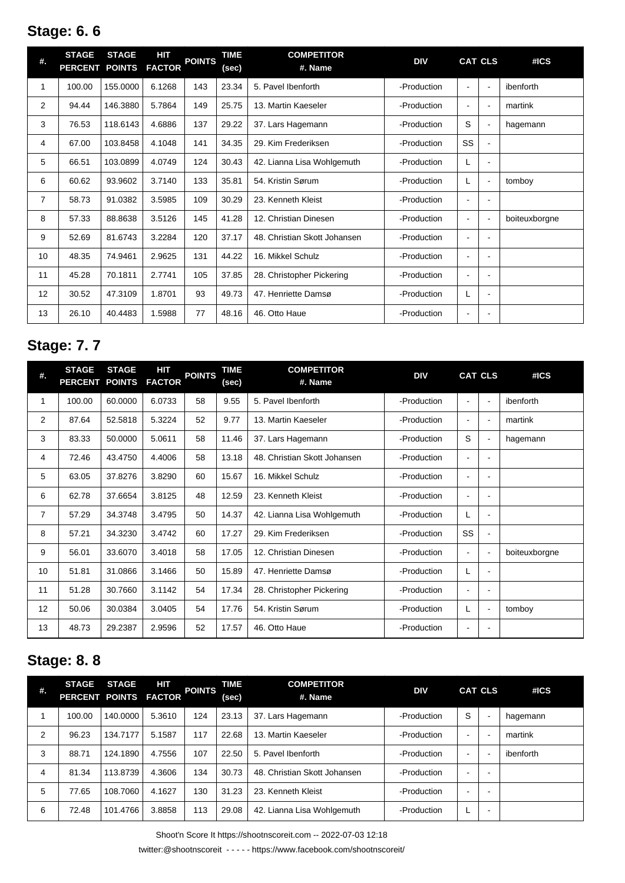## Stage: 6. 6

| #. | STAGE PERCENT | STAGE POINTS | HIT FACTOR | POINTS | TIME (sec) | COMPETITOR #. Name | DIV | CAT | CLS | #ICS |
|---|---|---|---|---|---|---|---|---|---|---|
| 1 | 100.00 | 155.0000 | 6.1268 | 143 | 23.34 | 5. Pavel Ibenforth | -Production | - | - | ibenforth |
| 2 | 94.44 | 146.3880 | 5.7864 | 149 | 25.75 | 13. Martin Kaeseler | -Production | - | - | martink |
| 3 | 76.53 | 118.6143 | 4.6886 | 137 | 29.22 | 37. Lars Hagemann | -Production | S | - | hagemann |
| 4 | 67.00 | 103.8458 | 4.1048 | 141 | 34.35 | 29. Kim Frederiksen | -Production | SS | - | |
| 5 | 66.51 | 103.0899 | 4.0749 | 124 | 30.43 | 42. Lianna Lisa Wohlgemuth | -Production | L | - | |
| 6 | 60.62 | 93.9602 | 3.7140 | 133 | 35.81 | 54. Kristin Sørum | -Production | L | - | tomboy |
| 7 | 58.73 | 91.0382 | 3.5985 | 109 | 30.29 | 23. Kenneth Kleist | -Production | - | - | |
| 8 | 57.33 | 88.8638 | 3.5126 | 145 | 41.28 | 12. Christian Dinesen | -Production | - | - | boiteuxborgne |
| 9 | 52.69 | 81.6743 | 3.2284 | 120 | 37.17 | 48. Christian Skott Johansen | -Production | - | - | |
| 10 | 48.35 | 74.9461 | 2.9625 | 131 | 44.22 | 16. Mikkel Schulz | -Production | - | - | |
| 11 | 45.28 | 70.1811 | 2.7741 | 105 | 37.85 | 28. Christopher Pickering | -Production | - | - | |
| 12 | 30.52 | 47.3109 | 1.8701 | 93 | 49.73 | 47. Henriette Damsø | -Production | L | - | |
| 13 | 26.10 | 40.4483 | 1.5988 | 77 | 48.16 | 46. Otto Haue | -Production | - | - | |

## Stage: 7. 7

| #. | STAGE PERCENT | STAGE POINTS | HIT FACTOR | POINTS | TIME (sec) | COMPETITOR #. Name | DIV | CAT | CLS | #ICS |
|---|---|---|---|---|---|---|---|---|---|---|
| 1 | 100.00 | 60.0000 | 6.0733 | 58 | 9.55 | 5. Pavel Ibenforth | -Production | - | - | ibenforth |
| 2 | 87.64 | 52.5818 | 5.3224 | 52 | 9.77 | 13. Martin Kaeseler | -Production | - | - | martink |
| 3 | 83.33 | 50.0000 | 5.0611 | 58 | 11.46 | 37. Lars Hagemann | -Production | S | - | hagemann |
| 4 | 72.46 | 43.4750 | 4.4006 | 58 | 13.18 | 48. Christian Skott Johansen | -Production | - | - | |
| 5 | 63.05 | 37.8276 | 3.8290 | 60 | 15.67 | 16. Mikkel Schulz | -Production | - | - | |
| 6 | 62.78 | 37.6654 | 3.8125 | 48 | 12.59 | 23. Kenneth Kleist | -Production | - | - | |
| 7 | 57.29 | 34.3748 | 3.4795 | 50 | 14.37 | 42. Lianna Lisa Wohlgemuth | -Production | L | - | |
| 8 | 57.21 | 34.3230 | 3.4742 | 60 | 17.27 | 29. Kim Frederiksen | -Production | SS | - | |
| 9 | 56.01 | 33.6070 | 3.4018 | 58 | 17.05 | 12. Christian Dinesen | -Production | - | - | boiteuxborgne |
| 10 | 51.81 | 31.0866 | 3.1466 | 50 | 15.89 | 47. Henriette Damsø | -Production | L | - | |
| 11 | 51.28 | 30.7660 | 3.1142 | 54 | 17.34 | 28. Christopher Pickering | -Production | - | - | |
| 12 | 50.06 | 30.0384 | 3.0405 | 54 | 17.76 | 54. Kristin Sørum | -Production | L | - | tomboy |
| 13 | 48.73 | 29.2387 | 2.9596 | 52 | 17.57 | 46. Otto Haue | -Production | - | - | |

## Stage: 8. 8

| #. | STAGE PERCENT | STAGE POINTS | HIT FACTOR | POINTS | TIME (sec) | COMPETITOR #. Name | DIV | CAT | CLS | #ICS |
|---|---|---|---|---|---|---|---|---|---|---|
| 1 | 100.00 | 140.0000 | 5.3610 | 124 | 23.13 | 37. Lars Hagemann | -Production | S | - | hagemann |
| 2 | 96.23 | 134.7177 | 5.1587 | 117 | 22.68 | 13. Martin Kaeseler | -Production | - | - | martink |
| 3 | 88.71 | 124.1890 | 4.7556 | 107 | 22.50 | 5. Pavel Ibenforth | -Production | - | - | ibenforth |
| 4 | 81.34 | 113.8739 | 4.3606 | 134 | 30.73 | 48. Christian Skott Johansen | -Production | - | - | |
| 5 | 77.65 | 108.7060 | 4.1627 | 130 | 31.23 | 23. Kenneth Kleist | -Production | - | - | |
| 6 | 72.48 | 101.4766 | 3.8858 | 113 | 29.08 | 42. Lianna Lisa Wohlgemuth | -Production | L | - | |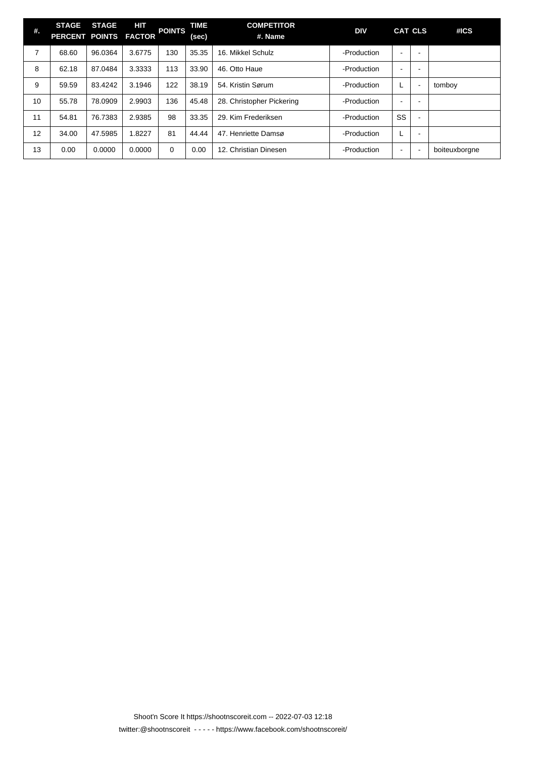| #. | STAGE PERCENT | STAGE POINTS | HIT FACTOR | POINTS | TIME (sec) | COMPETITOR #. Name | DIV | CAT | CLS | #ICS |
|---|---|---|---|---|---|---|---|---|---|---|
| 7 | 68.60 | 96.0364 | 3.6775 | 130 | 35.35 | 16. Mikkel Schulz | -Production | - | - | |
| 8 | 62.18 | 87.0484 | 3.3333 | 113 | 33.90 | 46. Otto Haue | -Production | - | - | |
| 9 | 59.59 | 83.4242 | 3.1946 | 122 | 38.19 | 54. Kristin Sørum | -Production | L | - | tomboy |
| 10 | 55.78 | 78.0909 | 2.9903 | 136 | 45.48 | 28. Christopher Pickering | -Production | - | - | |
| 11 | 54.81 | 76.7383 | 2.9385 | 98 | 33.35 | 29. Kim Frederiksen | -Production | SS | - | |
| 12 | 34.00 | 47.5985 | 1.8227 | 81 | 44.44 | 47. Henriette Damsø | -Production | L | - | |
| 13 | 0.00 | 0.0000 | 0.0000 | 0 | 0.00 | 12. Christian Dinesen | -Production | - | - | boiteuxborgne |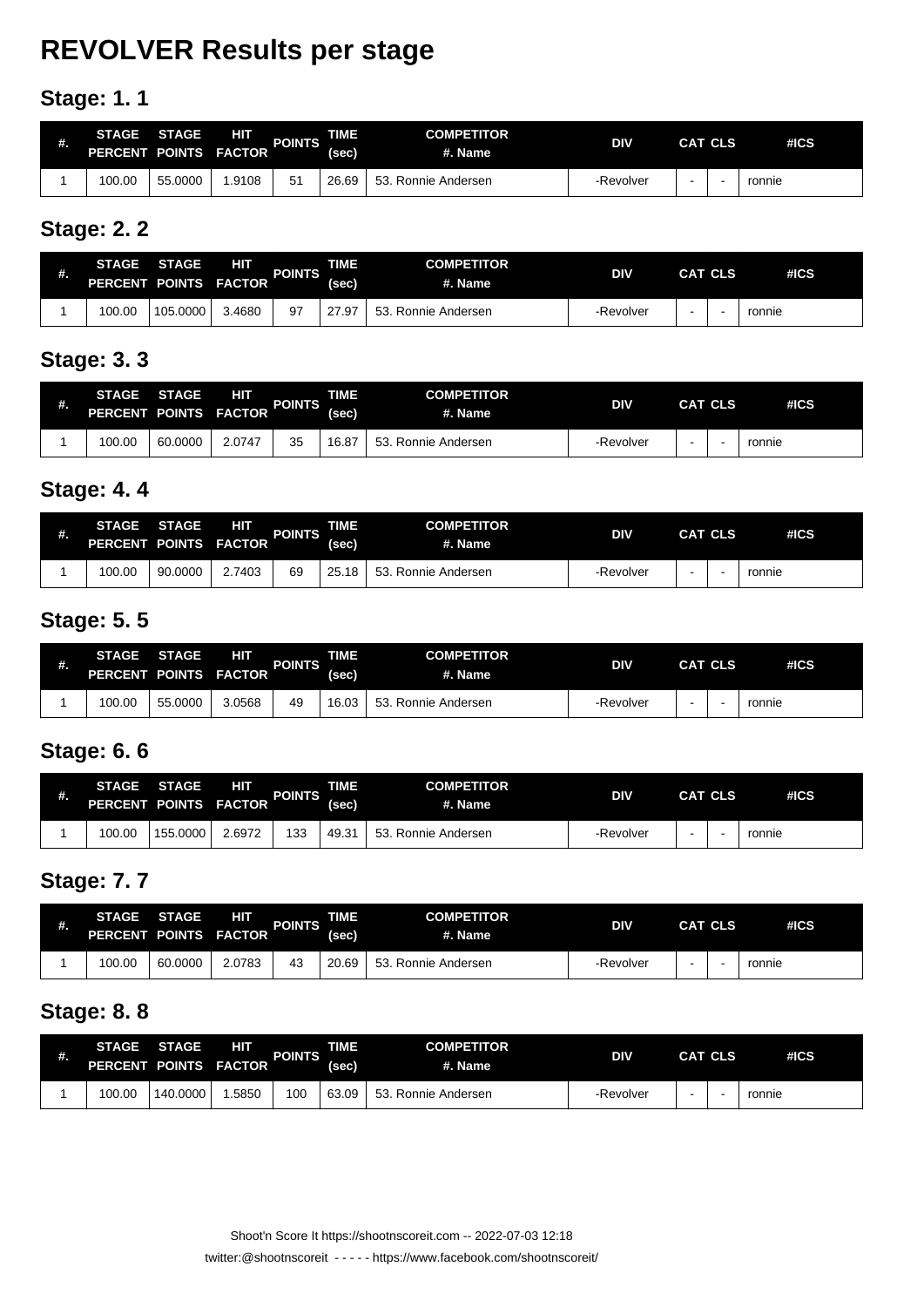# REVOLVER Results per stage

## Stage: 1. 1

| #. | STAGE PERCENT | STAGE POINTS | HIT FACTOR | POINTS | TIME (sec) | COMPETITOR #. Name | DIV | CAT | CLS | #ICS |
|---|---|---|---|---|---|---|---|---|---|---|
| 1 | 100.00 | 55.0000 | 1.9108 | 51 | 26.69 | 53. Ronnie Andersen | -Revolver | - | - | ronnie |

## Stage: 2. 2

| #. | STAGE PERCENT | STAGE POINTS | HIT FACTOR | POINTS | TIME (sec) | COMPETITOR #. Name | DIV | CAT | CLS | #ICS |
|---|---|---|---|---|---|---|---|---|---|---|
| 1 | 100.00 | 105.0000 | 3.4680 | 97 | 27.97 | 53. Ronnie Andersen | -Revolver | - | - | ronnie |

## Stage: 3. 3

| #. | STAGE PERCENT | STAGE POINTS | HIT FACTOR | POINTS | TIME (sec) | COMPETITOR #. Name | DIV | CAT | CLS | #ICS |
|---|---|---|---|---|---|---|---|---|---|---|
| 1 | 100.00 | 60.0000 | 2.0747 | 35 | 16.87 | 53. Ronnie Andersen | -Revolver | - | - | ronnie |

## Stage: 4. 4

| #. | STAGE PERCENT | STAGE POINTS | HIT FACTOR | POINTS | TIME (sec) | COMPETITOR #. Name | DIV | CAT | CLS | #ICS |
|---|---|---|---|---|---|---|---|---|---|---|
| 1 | 100.00 | 90.0000 | 2.7403 | 69 | 25.18 | 53. Ronnie Andersen | -Revolver | - | - | ronnie |

## Stage: 5. 5

| #. | STAGE PERCENT | STAGE POINTS | HIT FACTOR | POINTS | TIME (sec) | COMPETITOR #. Name | DIV | CAT | CLS | #ICS |
|---|---|---|---|---|---|---|---|---|---|---|
| 1 | 100.00 | 55.0000 | 3.0568 | 49 | 16.03 | 53. Ronnie Andersen | -Revolver | - | - | ronnie |

## Stage: 6. 6

| #. | STAGE PERCENT | STAGE POINTS | HIT FACTOR | POINTS | TIME (sec) | COMPETITOR #. Name | DIV | CAT | CLS | #ICS |
|---|---|---|---|---|---|---|---|---|---|---|
| 1 | 100.00 | 155.0000 | 2.6972 | 133 | 49.31 | 53. Ronnie Andersen | -Revolver | - | - | ronnie |

## Stage: 7. 7

| #. | STAGE PERCENT | STAGE POINTS | HIT FACTOR | POINTS | TIME (sec) | COMPETITOR #. Name | DIV | CAT | CLS | #ICS |
|---|---|---|---|---|---|---|---|---|---|---|
| 1 | 100.00 | 60.0000 | 2.0783 | 43 | 20.69 | 53. Ronnie Andersen | -Revolver | - | - | ronnie |

## Stage: 8. 8

| #. | STAGE PERCENT | STAGE POINTS | HIT FACTOR | POINTS | TIME (sec) | COMPETITOR #. Name | DIV | CAT | CLS | #ICS |
|---|---|---|---|---|---|---|---|---|---|---|
| 1 | 100.00 | 140.0000 | 1.5850 | 100 | 63.09 | 53. Ronnie Andersen | -Revolver | - | - | ronnie |

Shoot'n Score It https://shootnscoreit.com -- 2022-07-03 12:18

twitter:@shootnscoreit - - - - - https://www.facebook.com/shootnscoreit/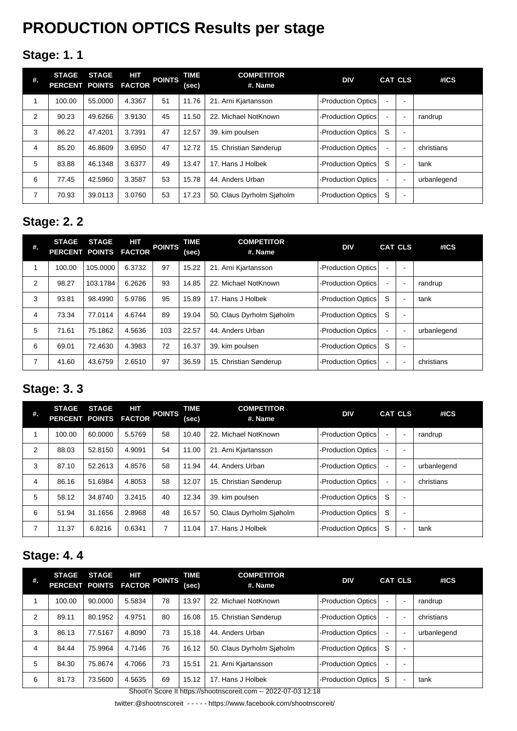# PRODUCTION OPTICS Results per stage

## Stage: 1. 1

| #. | STAGE PERCENT | STAGE POINTS | HIT FACTOR | POINTS | TIME (sec) | COMPETITOR #. Name | DIV | CAT | CLS | #ICS |
|---|---|---|---|---|---|---|---|---|---|---|
| 1 | 100.00 | 55.0000 | 4.3367 | 51 | 11.76 | 21. Arni Kjartansson | -Production Optics | - | - | |
| 2 | 90.23 | 49.6266 | 3.9130 | 45 | 11.50 | 22. Michael NotKnown | -Production Optics | - | - | randrup |
| 3 | 86.22 | 47.4201 | 3.7391 | 47 | 12.57 | 39. kim poulsen | -Production Optics | S | - | |
| 4 | 85.20 | 46.8609 | 3.6950 | 47 | 12.72 | 15. Christian Sønderup | -Production Optics | - | - | christians |
| 5 | 83.88 | 46.1348 | 3.6377 | 49 | 13.47 | 17. Hans J Holbek | -Production Optics | S | - | tank |
| 6 | 77.45 | 42.5960 | 3.3587 | 53 | 15.78 | 44. Anders Urban | -Production Optics | - | - | urbanlegend |
| 7 | 70.93 | 39.0113 | 3.0760 | 53 | 17.23 | 50. Claus Dyrholm Sjøholm | -Production Optics | S | - | |

## Stage: 2. 2

| #. | STAGE PERCENT | STAGE POINTS | HIT FACTOR | POINTS | TIME (sec) | COMPETITOR #. Name | DIV | CAT | CLS | #ICS |
|---|---|---|---|---|---|---|---|---|---|---|
| 1 | 100.00 | 105.0000 | 6.3732 | 97 | 15.22 | 21. Arni Kjartansson | -Production Optics | - | - | |
| 2 | 98.27 | 103.1784 | 6.2626 | 93 | 14.85 | 22. Michael NotKnown | -Production Optics | - | - | randrup |
| 3 | 93.81 | 98.4990 | 5.9786 | 95 | 15.89 | 17. Hans J Holbek | -Production Optics | S | - | tank |
| 4 | 73.34 | 77.0114 | 4.6744 | 89 | 19.04 | 50. Claus Dyrholm Sjøholm | -Production Optics | S | - | |
| 5 | 71.61 | 75.1862 | 4.5636 | 103 | 22.57 | 44. Anders Urban | -Production Optics | - | - | urbanlegend |
| 6 | 69.01 | 72.4630 | 4.3983 | 72 | 16.37 | 39. kim poulsen | -Production Optics | S | - | |
| 7 | 41.60 | 43.6759 | 2.6510 | 97 | 36.59 | 15. Christian Sønderup | -Production Optics | - | - | christians |

## Stage: 3. 3

| #. | STAGE PERCENT | STAGE POINTS | HIT FACTOR | POINTS | TIME (sec) | COMPETITOR #. Name | DIV | CAT | CLS | #ICS |
|---|---|---|---|---|---|---|---|---|---|---|
| 1 | 100.00 | 60.0000 | 5.5769 | 58 | 10.40 | 22. Michael NotKnown | -Production Optics | - | - | randrup |
| 2 | 88.03 | 52.8150 | 4.9091 | 54 | 11.00 | 21. Arni Kjartansson | -Production Optics | - | - | |
| 3 | 87.10 | 52.2613 | 4.8576 | 58 | 11.94 | 44. Anders Urban | -Production Optics | - | - | urbanlegend |
| 4 | 86.16 | 51.6984 | 4.8053 | 58 | 12.07 | 15. Christian Sønderup | -Production Optics | - | - | christians |
| 5 | 58.12 | 34.8740 | 3.2415 | 40 | 12.34 | 39. kim poulsen | -Production Optics | S | - | |
| 6 | 51.94 | 31.1656 | 2.8968 | 48 | 16.57 | 50. Claus Dyrholm Sjøholm | -Production Optics | S | - | |
| 7 | 11.37 | 6.8216 | 0.6341 | 7 | 11.04 | 17. Hans J Holbek | -Production Optics | S | - | tank |

## Stage: 4. 4

| #. | STAGE PERCENT | STAGE POINTS | HIT FACTOR | POINTS | TIME (sec) | COMPETITOR #. Name | DIV | CAT | CLS | #ICS |
|---|---|---|---|---|---|---|---|---|---|---|
| 1 | 100.00 | 90.0000 | 5.5834 | 78 | 13.97 | 22. Michael NotKnown | -Production Optics | - | - | randrup |
| 2 | 89.11 | 80.1952 | 4.9751 | 80 | 16.08 | 15. Christian Sønderup | -Production Optics | - | - | christians |
| 3 | 86.13 | 77.5167 | 4.8090 | 73 | 15.18 | 44. Anders Urban | -Production Optics | - | - | urbanlegend |
| 4 | 84.44 | 75.9964 | 4.7146 | 76 | 16.12 | 50. Claus Dyrholm Sjøholm | -Production Optics | S | - | |
| 5 | 84.30 | 75.8674 | 4.7066 | 73 | 15.51 | 21. Arni Kjartansson | -Production Optics | - | - | |
| 6 | 81.73 | 73.5600 | 4.5635 | 69 | 15.12 | 17. Hans J Holbek | -Production Optics | S | - | tank |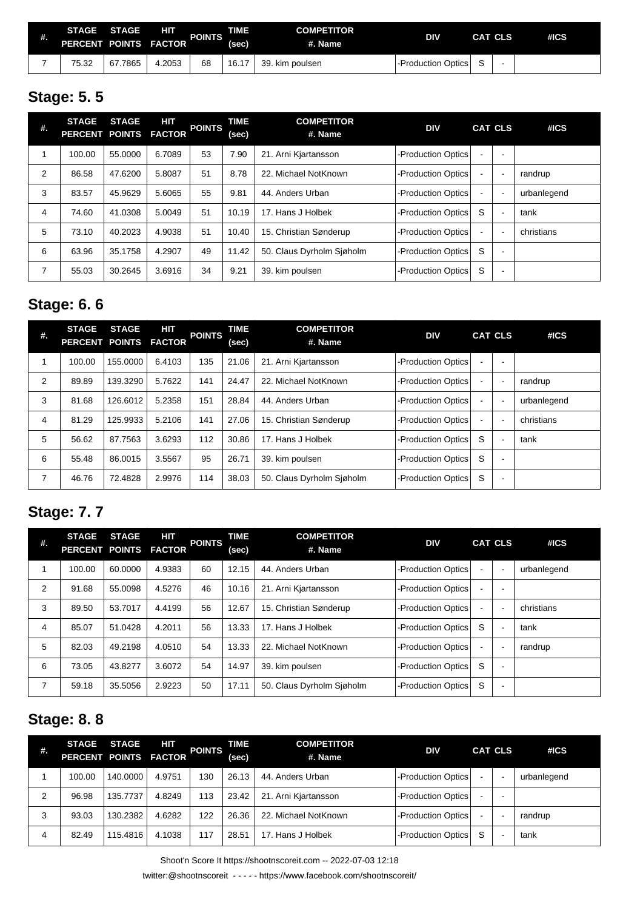| #. | STAGE PERCENT | STAGE POINTS | HIT FACTOR | POINTS | TIME (sec) | COMPETITOR #. Name | DIV | CAT | CLS | #ICS |
|---|---|---|---|---|---|---|---|---|---|---|
| 7 | 75.32 | 67.7865 | 4.2053 | 68 | 16.17 | 39. kim poulsen | -Production Optics | S | - | |

## Stage: 5. 5

| #. | STAGE PERCENT | STAGE POINTS | HIT FACTOR | POINTS | TIME (sec) | COMPETITOR #. Name | DIV | CAT | CLS | #ICS |
|---|---|---|---|---|---|---|---|---|---|---|
| 1 | 100.00 | 55.0000 | 6.7089 | 53 | 7.90 | 21. Arni Kjartansson | -Production Optics | - | - | |
| 2 | 86.58 | 47.6200 | 5.8087 | 51 | 8.78 | 22. Michael NotKnown | -Production Optics | - | - | randrup |
| 3 | 83.57 | 45.9629 | 5.6065 | 55 | 9.81 | 44. Anders Urban | -Production Optics | - | - | urbanlegend |
| 4 | 74.60 | 41.0308 | 5.0049 | 51 | 10.19 | 17. Hans J Holbek | -Production Optics | S | - | tank |
| 5 | 73.10 | 40.2023 | 4.9038 | 51 | 10.40 | 15. Christian Sønderup | -Production Optics | - | - | christians |
| 6 | 63.96 | 35.1758 | 4.2907 | 49 | 11.42 | 50. Claus Dyrholm Sjøholm | -Production Optics | S | - | |
| 7 | 55.03 | 30.2645 | 3.6916 | 34 | 9.21 | 39. kim poulsen | -Production Optics | S | - | |

## Stage: 6. 6

| #. | STAGE PERCENT | STAGE POINTS | HIT FACTOR | POINTS | TIME (sec) | COMPETITOR #. Name | DIV | CAT | CLS | #ICS |
|---|---|---|---|---|---|---|---|---|---|---|
| 1 | 100.00 | 155.0000 | 6.4103 | 135 | 21.06 | 21. Arni Kjartansson | -Production Optics | - | - | |
| 2 | 89.89 | 139.3290 | 5.7622 | 141 | 24.47 | 22. Michael NotKnown | -Production Optics | - | - | randrup |
| 3 | 81.68 | 126.6012 | 5.2358 | 151 | 28.84 | 44. Anders Urban | -Production Optics | - | - | urbanlegend |
| 4 | 81.29 | 125.9933 | 5.2106 | 141 | 27.06 | 15. Christian Sønderup | -Production Optics | - | - | christians |
| 5 | 56.62 | 87.7563 | 3.6293 | 112 | 30.86 | 17. Hans J Holbek | -Production Optics | S | - | tank |
| 6 | 55.48 | 86.0015 | 3.5567 | 95 | 26.71 | 39. kim poulsen | -Production Optics | S | - | |
| 7 | 46.76 | 72.4828 | 2.9976 | 114 | 38.03 | 50. Claus Dyrholm Sjøholm | -Production Optics | S | - | |

## Stage: 7. 7

| #. | STAGE PERCENT | STAGE POINTS | HIT FACTOR | POINTS | TIME (sec) | COMPETITOR #. Name | DIV | CAT | CLS | #ICS |
|---|---|---|---|---|---|---|---|---|---|---|
| 1 | 100.00 | 60.0000 | 4.9383 | 60 | 12.15 | 44. Anders Urban | -Production Optics | - | - | urbanlegend |
| 2 | 91.68 | 55.0098 | 4.5276 | 46 | 10.16 | 21. Arni Kjartansson | -Production Optics | - | - | |
| 3 | 89.50 | 53.7017 | 4.4199 | 56 | 12.67 | 15. Christian Sønderup | -Production Optics | - | - | christians |
| 4 | 85.07 | 51.0428 | 4.2011 | 56 | 13.33 | 17. Hans J Holbek | -Production Optics | S | - | tank |
| 5 | 82.03 | 49.2198 | 4.0510 | 54 | 13.33 | 22. Michael NotKnown | -Production Optics | - | - | randrup |
| 6 | 73.05 | 43.8277 | 3.6072 | 54 | 14.97 | 39. kim poulsen | -Production Optics | S | - | |
| 7 | 59.18 | 35.5056 | 2.9223 | 50 | 17.11 | 50. Claus Dyrholm Sjøholm | -Production Optics | S | - | |

## Stage: 8. 8

| #. | STAGE PERCENT | STAGE POINTS | HIT FACTOR | POINTS | TIME (sec) | COMPETITOR #. Name | DIV | CAT | CLS | #ICS |
|---|---|---|---|---|---|---|---|---|---|---|
| 1 | 100.00 | 140.0000 | 4.9751 | 130 | 26.13 | 44. Anders Urban | -Production Optics | - | - | urbanlegend |
| 2 | 96.98 | 135.7737 | 4.8249 | 113 | 23.42 | 21. Arni Kjartansson | -Production Optics | - | - | |
| 3 | 93.03 | 130.2382 | 4.6282 | 122 | 26.36 | 22. Michael NotKnown | -Production Optics | - | - | randrup |
| 4 | 82.49 | 115.4816 | 4.1038 | 117 | 28.51 | 17. Hans J Holbek | -Production Optics | S | - | tank |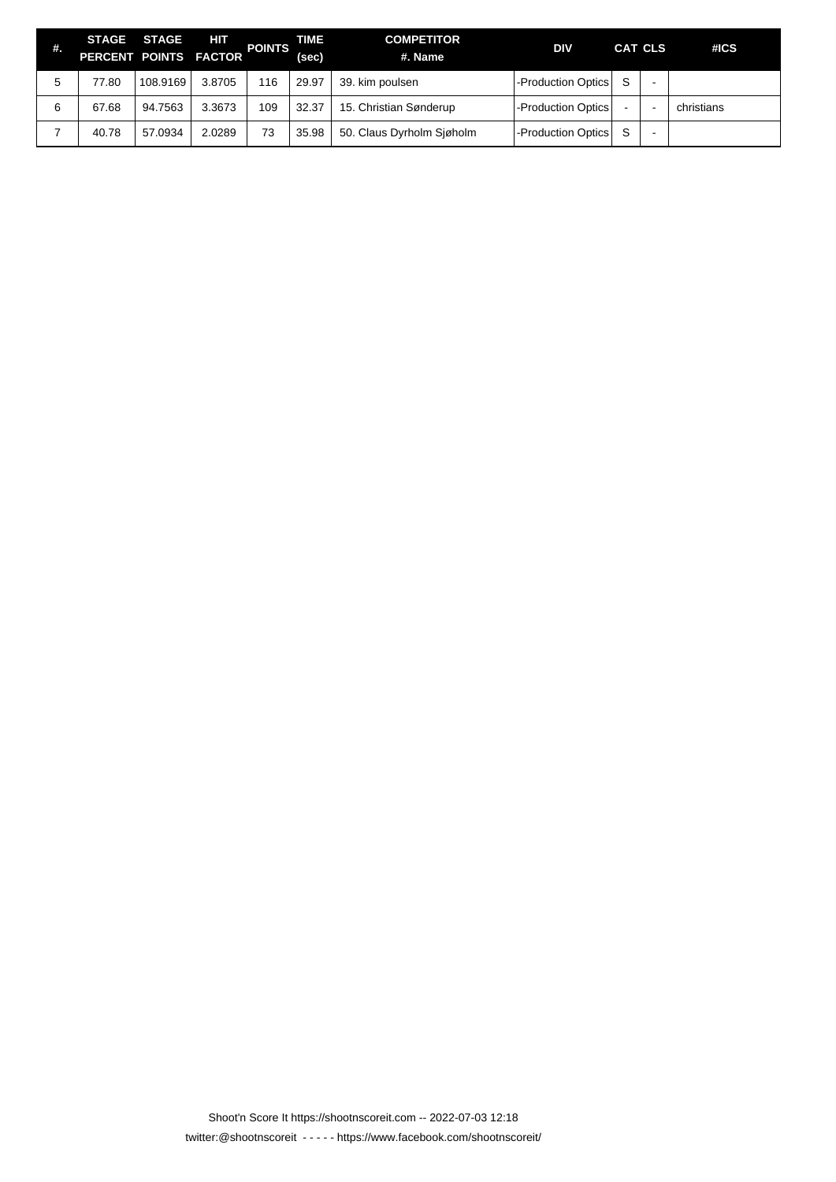| #. | STAGE PERCENT | STAGE POINTS | HIT FACTOR | POINTS | TIME (sec) | COMPETITOR #. Name | DIV | CAT | CLS | #ICS |
|---|---|---|---|---|---|---|---|---|---|---|
| 5 | 77.80 | 108.9169 | 3.8705 | 116 | 29.97 | 39. kim poulsen | -Production Optics | S | - | |
| 6 | 67.68 | 94.7563 | 3.3673 | 109 | 32.37 | 15. Christian Sønderup | -Production Optics | - | - | christians |
| 7 | 40.78 | 57.0934 | 2.0289 | 73 | 35.98 | 50. Claus Dyrholm Sjøholm | -Production Optics | S | - | |

Shoot'n Score It https://shootnscoreit.com -- 2022-07-03 12:18

twitter:@shootnscoreit - - - - - https://www.facebook.com/shootnscoreit/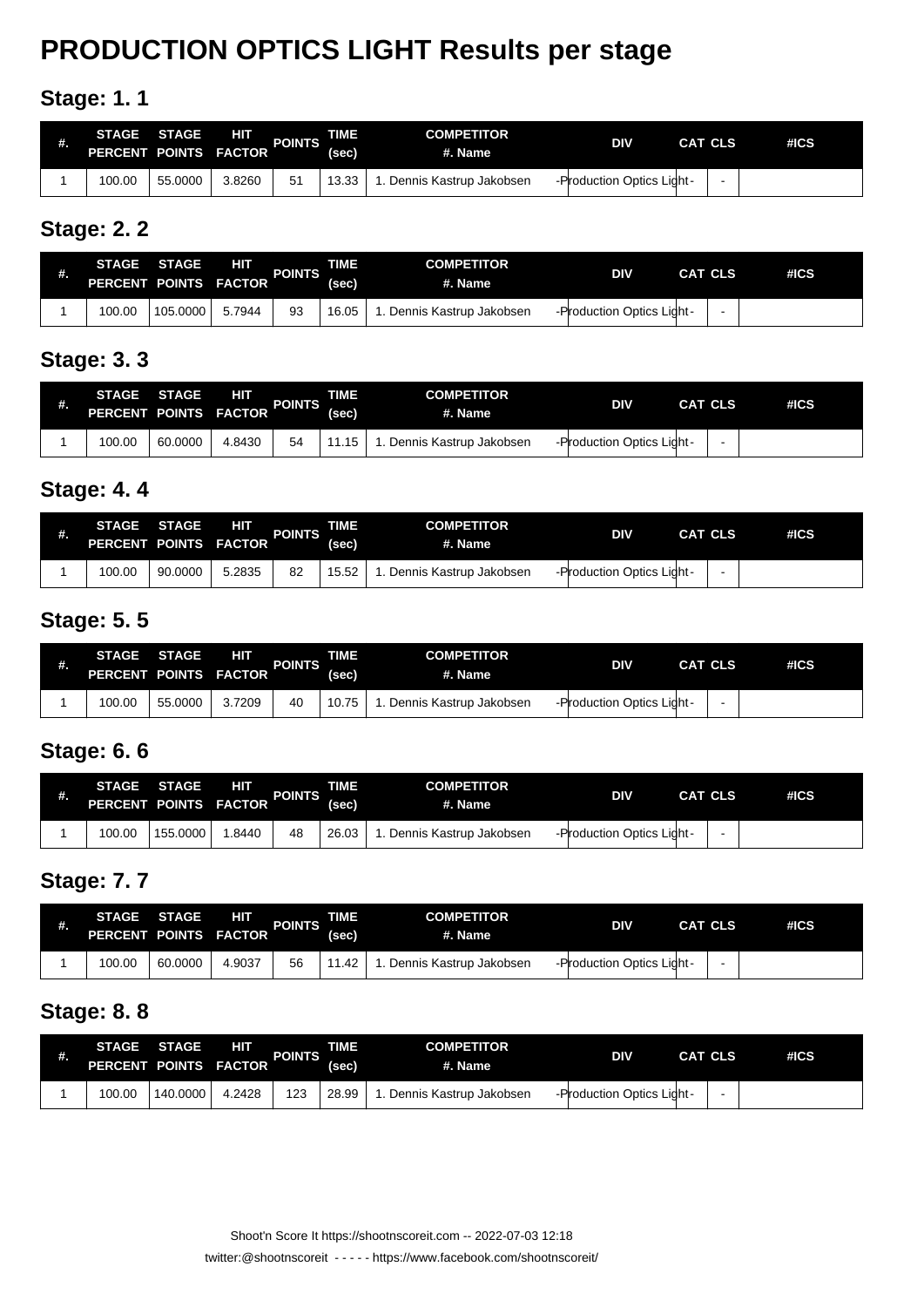# PRODUCTION OPTICS LIGHT Results per stage

## Stage: 1. 1

| #. | STAGE PERCENT | STAGE POINTS | HIT FACTOR | POINTS | TIME (sec) | COMPETITOR #. Name | DIV | CAT | CLS | #ICS |
|---|---|---|---|---|---|---|---|---|---|---|
| 1 | 100.00 | 55.0000 | 3.8260 | 51 | 13.33 | 1. Dennis Kastrup Jakobsen | -Production Optics Light | - | - | |

## Stage: 2. 2

| #. | STAGE PERCENT | STAGE POINTS | HIT FACTOR | POINTS | TIME (sec) | COMPETITOR #. Name | DIV | CAT | CLS | #ICS |
|---|---|---|---|---|---|---|---|---|---|---|
| 1 | 100.00 | 105.0000 | 5.7944 | 93 | 16.05 | 1. Dennis Kastrup Jakobsen | -Production Optics Light | - | - | |

## Stage: 3. 3

| #. | STAGE PERCENT | STAGE POINTS | HIT FACTOR | POINTS | TIME (sec) | COMPETITOR #. Name | DIV | CAT | CLS | #ICS |
|---|---|---|---|---|---|---|---|---|---|---|
| 1 | 100.00 | 60.0000 | 4.8430 | 54 | 11.15 | 1. Dennis Kastrup Jakobsen | -Production Optics Light | - | - | |

## Stage: 4. 4

| #. | STAGE PERCENT | STAGE POINTS | HIT FACTOR | POINTS | TIME (sec) | COMPETITOR #. Name | DIV | CAT | CLS | #ICS |
|---|---|---|---|---|---|---|---|---|---|---|
| 1 | 100.00 | 90.0000 | 5.2835 | 82 | 15.52 | 1. Dennis Kastrup Jakobsen | -Production Optics Light | - | - | |

## Stage: 5. 5

| #. | STAGE PERCENT | STAGE POINTS | HIT FACTOR | POINTS | TIME (sec) | COMPETITOR #. Name | DIV | CAT | CLS | #ICS |
|---|---|---|---|---|---|---|---|---|---|---|
| 1 | 100.00 | 55.0000 | 3.7209 | 40 | 10.75 | 1. Dennis Kastrup Jakobsen | -Production Optics Light | - | - | |

## Stage: 6. 6

| #. | STAGE PERCENT | STAGE POINTS | HIT FACTOR | POINTS | TIME (sec) | COMPETITOR #. Name | DIV | CAT | CLS | #ICS |
|---|---|---|---|---|---|---|---|---|---|---|
| 1 | 100.00 | 155.0000 | 1.8440 | 48 | 26.03 | 1. Dennis Kastrup Jakobsen | -Production Optics Light | - | - | |

## Stage: 7. 7

| #. | STAGE PERCENT | STAGE POINTS | HIT FACTOR | POINTS | TIME (sec) | COMPETITOR #. Name | DIV | CAT | CLS | #ICS |
|---|---|---|---|---|---|---|---|---|---|---|
| 1 | 100.00 | 60.0000 | 4.9037 | 56 | 11.42 | 1. Dennis Kastrup Jakobsen | -Production Optics Light | - | - | |

## Stage: 8. 8

| #. | STAGE PERCENT | STAGE POINTS | HIT FACTOR | POINTS | TIME (sec) | COMPETITOR #. Name | DIV | CAT | CLS | #ICS |
|---|---|---|---|---|---|---|---|---|---|---|
| 1 | 100.00 | 140.0000 | 4.2428 | 123 | 28.99 | 1. Dennis Kastrup Jakobsen | -Production Optics Light | - | - | |

Shoot'n Score It https://shootnscoreit.com -- 2022-07-03 12:18

twitter:@shootnscoreit - - - - - https://www.facebook.com/shootnscoreit/